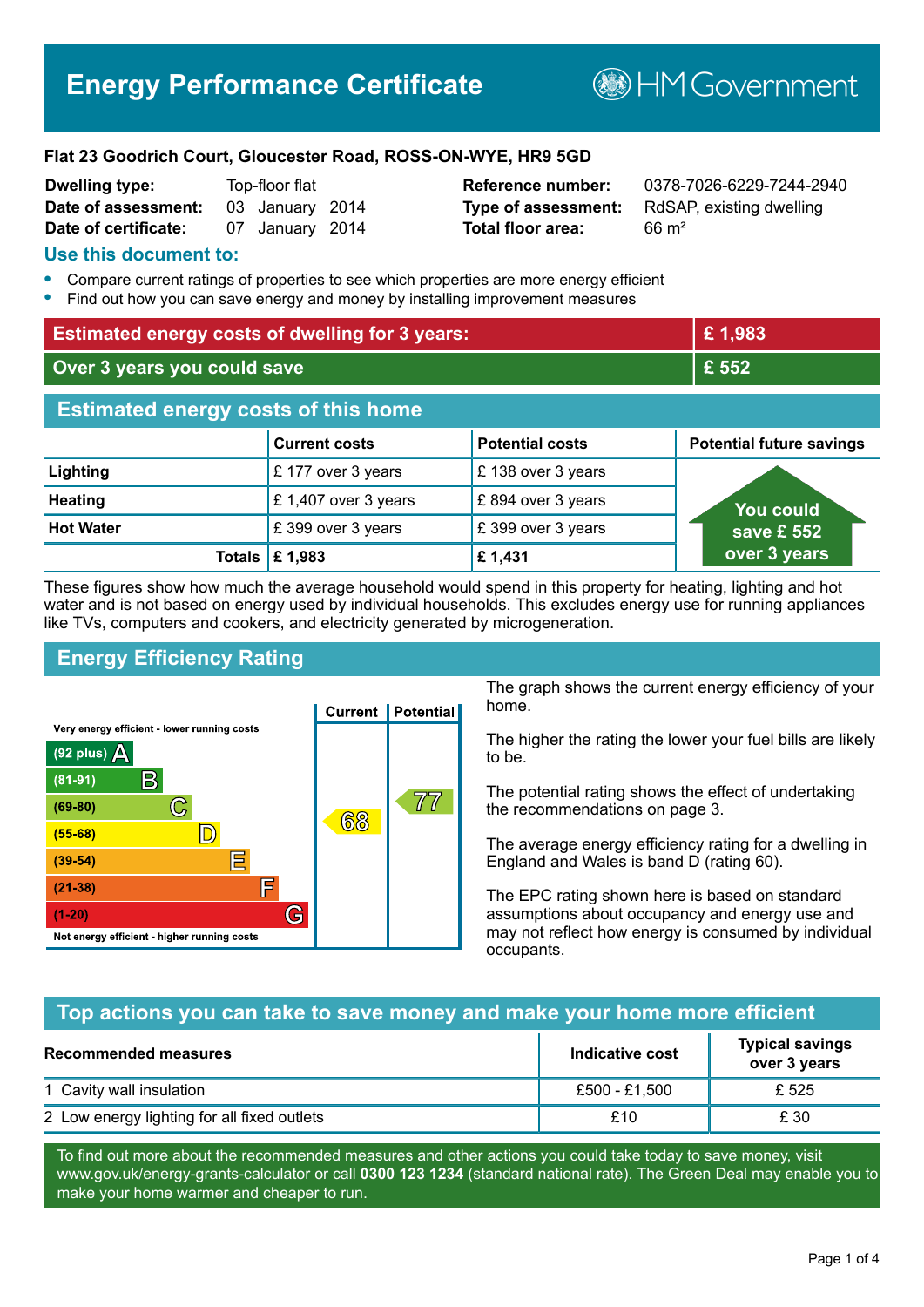# Energy Performance Certificate

HM Government

**Flat 23 Goodrich Court, Gloucester Road, ROSS-ON-WYE, HR9 5GD**

| | | | |
|---|---|---|---|
| **Dwelling type:** | Top-floor flat | **Reference number:** | 0378-7026-6229-7244-2940 |
| **Date of assessment:** | 03 January 2014 | **Type of assessment:** | RdSAP, existing dwelling |
| **Date of certificate:** | 07 January 2014 | **Total floor area:** | 66 m² |

## Use this document to:

- Compare current ratings of properties to see which properties are more energy efficient
- Find out how you can save energy and money by installing improvement measures

| | |
|---|---|
| **Estimated energy costs of dwelling for 3 years:** | **£ 1,983** |
| **Over 3 years you could save** | **£ 552** |

## Estimated energy costs of this home

| | Current costs | Potential costs | Potential future savings |
|---|---|---|---|
| **Lighting** | £ 177 over 3 years | £ 138 over 3 years | You could save £ 552 over 3 years |
| **Heating** | £ 1,407 over 3 years | £ 894 over 3 years | |
| **Hot Water** | £ 399 over 3 years | £ 399 over 3 years | |
| **Totals** | **£ 1,983** | **£ 1,431** | |

These figures show how much the average household would spend in this property for heating, lighting and hot water and is not based on energy used by individual households. This excludes energy use for running appliances like TVs, computers and cookers, and electricity generated by microgeneration.

## Energy Efficiency Rating

| Rating | Current | Potential |
|---|---|---|
| Very energy efficient - lower running costs | | |
| (92 plus) A | | |
| (81-91) B | | |
| (69-80) C | | 77 |
| (55-68) D | 68 | |
| (39-54) E | | |
| (21-38) F | | |
| (1-20) G | | |
| Not energy efficient - higher running costs | | |

The graph shows the current energy efficiency of your home.

The higher the rating the lower your fuel bills are likely to be.

The potential rating shows the effect of undertaking the recommendations on page 3.

The average energy efficiency rating for a dwelling in England and Wales is band D (rating 60).

The EPC rating shown here is based on standard assumptions about occupancy and energy use and may not reflect how energy is consumed by individual occupants.

## Top actions you can take to save money and make your home more efficient

| Recommended measures | Indicative cost | Typical savings over 3 years |
|---|---|---|
| 1 Cavity wall insulation | £500 - £1,500 | £ 525 |
| 2 Low energy lighting for all fixed outlets | £10 | £ 30 |

To find out more about the recommended measures and other actions you could take today to save money, visit www.gov.uk/energy-grants-calculator or call **0300 123 1234** (standard national rate). The Green Deal may enable you to make your home warmer and cheaper to run.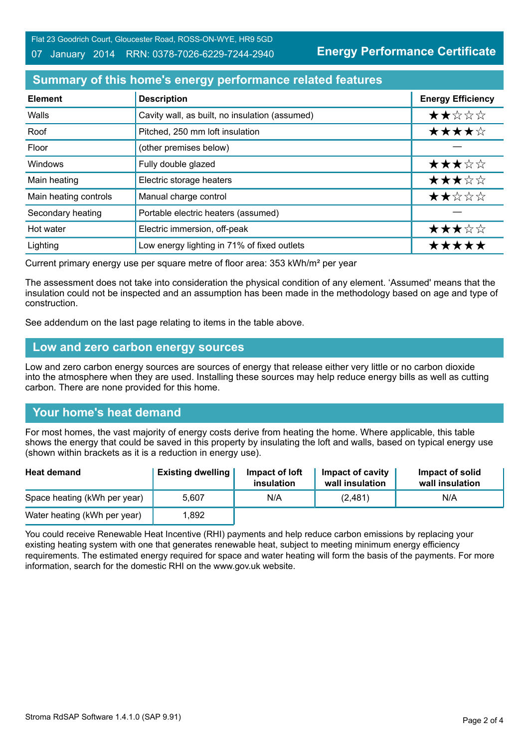## Summary of this home's energy performance related features

| Element | Description | Energy Efficiency |
|---|---|---|
| Walls | Cavity wall, as built, no insulation (assumed) | ★★☆☆☆ |
| Roof | Pitched, 250 mm loft insulation | ★★★★☆ |
| Floor | (other premises below) | — |
| Windows | Fully double glazed | ★★★☆☆ |
| Main heating | Electric storage heaters | ★★★☆☆ |
| Main heating controls | Manual charge control | ★★☆☆☆ |
| Secondary heating | Portable electric heaters (assumed) | — |
| Hot water | Electric immersion, off-peak | ★★★☆☆ |
| Lighting | Low energy lighting in 71% of fixed outlets | ★★★★★ |

Current primary energy use per square metre of floor area: 353 kWh/m² per year

The assessment does not take into consideration the physical condition of any element. 'Assumed' means that the insulation could not be inspected and an assumption has been made in the methodology based on age and type of construction.

See addendum on the last page relating to items in the table above.

## Low and zero carbon energy sources

Low and zero carbon energy sources are sources of energy that release either very little or no carbon dioxide into the atmosphere when they are used. Installing these sources may help reduce energy bills as well as cutting carbon. There are none provided for this home.

## Your home's heat demand

For most homes, the vast majority of energy costs derive from heating the home. Where applicable, this table shows the energy that could be saved in this property by insulating the loft and walls, based on typical energy use (shown within brackets as it is a reduction in energy use).

| Heat demand | Existing dwelling | Impact of loft insulation | Impact of cavity wall insulation | Impact of solid wall insulation |
|---|---|---|---|---|
| Space heating (kWh per year) | 5,607 | N/A | (2,481) | N/A |
| Water heating (kWh per year) | 1,892 | | | |

You could receive Renewable Heat Incentive (RHI) payments and help reduce carbon emissions by replacing your existing heating system with one that generates renewable heat, subject to meeting minimum energy efficiency requirements. The estimated energy required for space and water heating will form the basis of the payments. For more information, search for the domestic RHI on the www.gov.uk website.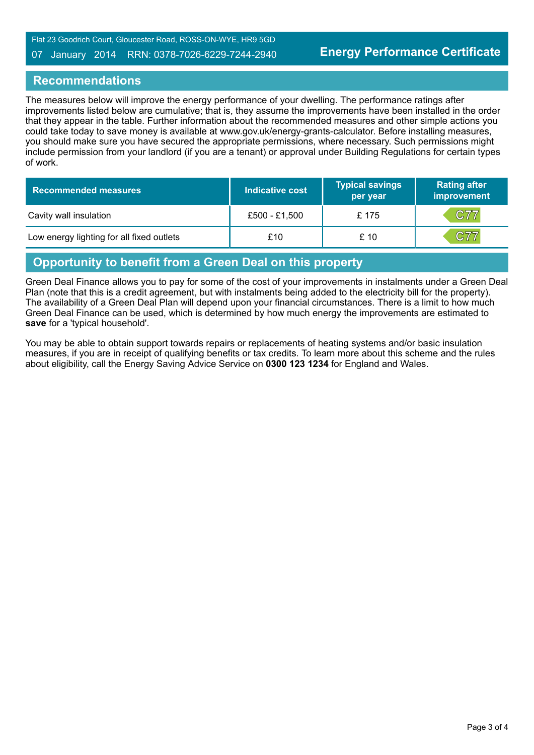## Recommendations

The measures below will improve the energy performance of your dwelling. The performance ratings after improvements listed below are cumulative; that is, they assume the improvements have been installed in the order that they appear in the table. Further information about the recommended measures and other simple actions you could take today to save money is available at www.gov.uk/energy-grants-calculator. Before installing measures, you should make sure you have secured the appropriate permissions, where necessary. Such permissions might include permission from your landlord (if you are a tenant) or approval under Building Regulations for certain types of work.

| Recommended measures | Indicative cost | Typical savings per year | Rating after improvement |
|---|---|---|---|
| Cavity wall insulation | £500 - £1,500 | £ 175 | C77 |
| Low energy lighting for all fixed outlets | £10 | £ 10 | C77 |

## Opportunity to benefit from a Green Deal on this property

Green Deal Finance allows you to pay for some of the cost of your improvements in instalments under a Green Deal Plan (note that this is a credit agreement, but with instalments being added to the electricity bill for the property). The availability of a Green Deal Plan will depend upon your financial circumstances. There is a limit to how much Green Deal Finance can be used, which is determined by how much energy the improvements are estimated to **save** for a 'typical household'.

You may be able to obtain support towards repairs or replacements of heating systems and/or basic insulation measures, if you are in receipt of qualifying benefits or tax credits. To learn more about this scheme and the rules about eligibility, call the Energy Saving Advice Service on **0300 123 1234** for England and Wales.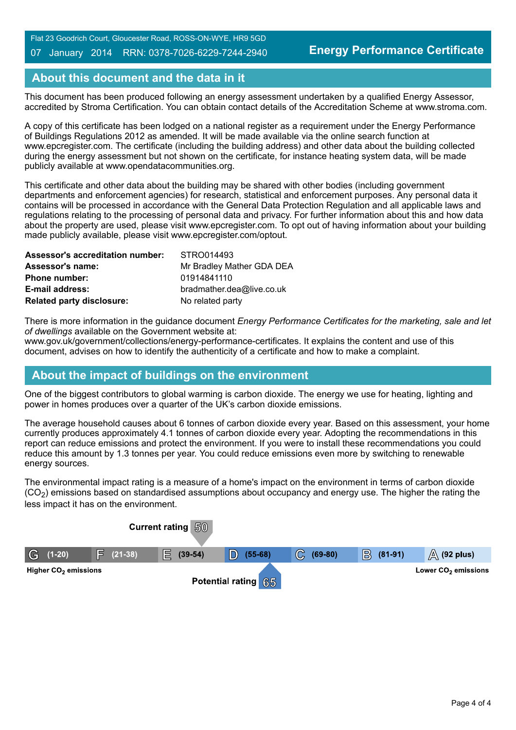Flat 23 Goodrich Court, Gloucester Road, ROSS-ON-WYE, HR9 5GD

07 January 2014 RRN: 0378-7026-6229-7244-2940

**Energy Performance Certificate**

## About this document and the data in it

This document has been produced following an energy assessment undertaken by a qualified Energy Assessor, accredited by Stroma Certification. You can obtain contact details of the Accreditation Scheme at www.stroma.com.

A copy of this certificate has been lodged on a national register as a requirement under the Energy Performance of Buildings Regulations 2012 as amended. It will be made available via the online search function at www.epcregister.com. The certificate (including the building address) and other data about the building collected during the energy assessment but not shown on the certificate, for instance heating system data, will be made publicly available at www.opendatacommunities.org.

This certificate and other data about the building may be shared with other bodies (including government departments and enforcement agencies) for research, statistical and enforcement purposes. Any personal data it contains will be processed in accordance with the General Data Protection Regulation and all applicable laws and regulations relating to the processing of personal data and privacy. For further information about this and how data about the property are used, please visit www.epcregister.com. To opt out of having information about your building made publicly available, please visit www.epcregister.com/optout.

| | |
|---|---|
| **Assessor's accreditation number:** | STRO014493 |
| **Assessor's name:** | Mr Bradley Mather GDA DEA |
| **Phone number:** | 01914841110 |
| **E-mail address:** | bradmather.dea@live.co.uk |
| **Related party disclosure:** | No related party |

There is more information in the guidance document *Energy Performance Certificates for the marketing, sale and let of dwellings* available on the Government website at: www.gov.uk/government/collections/energy-performance-certificates. It explains the content and use of this document, advises on how to identify the authenticity of a certificate and how to make a complaint.

## About the impact of buildings on the environment

One of the biggest contributors to global warming is carbon dioxide. The energy we use for heating, lighting and power in homes produces over a quarter of the UK's carbon dioxide emissions.

The average household causes about 6 tonnes of carbon dioxide every year. Based on this assessment, your home currently produces approximately 4.1 tonnes of carbon dioxide every year. Adopting the recommendations in this report can reduce emissions and protect the environment. If you were to install these recommendations you could reduce this amount by 1.3 tonnes per year. You could reduce emissions even more by switching to renewable energy sources.

The environmental impact rating is a measure of a home's impact on the environment in terms of carbon dioxide ($CO_2$) emissions based on standardised assumptions about occupancy and energy use. The higher the rating the less impact it has on the environment.

Current rating 50

G (1-20) F (21-38) E (39-54) D (55-68) C (69-80) B (81-91) A (92 plus)

Higher $CO_2$ emissions

Lower $CO_2$ emissions

Potential rating 65